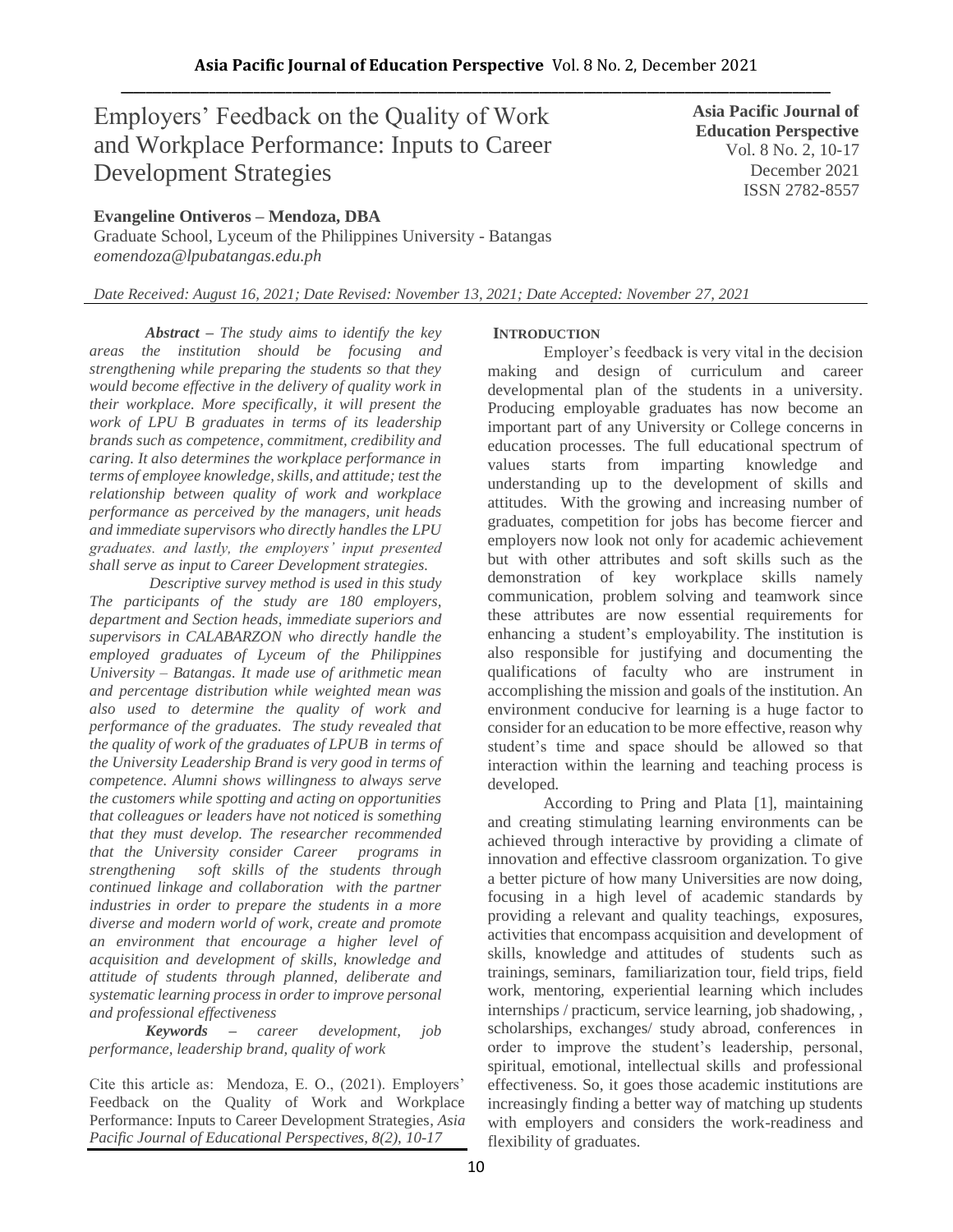# Employers' Feedback on the Quality of Work and Workplace Performance: Inputs to Career Development Strategies

**Asia Pacific Journal of Education Perspective**
Vol. 8 No. 2, 10-17
December 2021
ISSN 2782-8557

**Evangeline Ontiveros – Mendoza, DBA**
Graduate School, Lyceum of the Philippines University - Batangas
*eomendoza@lpubatangas.edu.ph*

*Date Received: August 16, 2021; Date Revised: November 13, 2021; Date Accepted: November 27, 2021*

***Abstract*** *– The study aims to identify the key areas the institution should be focusing and strengthening while preparing the students so that they would become effective in the delivery of quality work in their workplace. More specifically, it will present the work of LPU B graduates in terms of its leadership brands such as competence, commitment, credibility and caring. It also determines the workplace performance in terms of employee knowledge, skills, and attitude; test the relationship between quality of work and workplace performance as perceived by the managers, unit heads and immediate supervisors who directly handles the LPU graduates. and lastly, the employers' input presented shall serve as input to Career Development strategies.*

*Descriptive survey method is used in this study The participants of the study are 180 employers, department and Section heads, immediate superiors and supervisors in CALABARZON who directly handle the employed graduates of Lyceum of the Philippines University – Batangas. It made use of arithmetic mean and percentage distribution while weighted mean was also used to determine the quality of work and performance of the graduates. The study revealed that the quality of work of the graduates of LPUB in terms of the University Leadership Brand is very good in terms of competence. Alumni shows willingness to always serve the customers while spotting and acting on opportunities that colleagues or leaders have not noticed is something that they must develop. The researcher recommended that the University consider Career programs in strengthening soft skills of the students through continued linkage and collaboration with the partner industries in order to prepare the students in a more diverse and modern world of work, create and promote an environment that encourage a higher level of acquisition and development of skills, knowledge and attitude of students through planned, deliberate and systematic learning process in order to improve personal and professional effectiveness*

***Keywords*** *– career development, job performance, leadership brand, quality of work*

Cite this article as: Mendoza, E. O., (2021). Employers' Feedback on the Quality of Work and Workplace Performance: Inputs to Career Development Strategies, *Asia Pacific Journal of Educational Perspectives, 8(2), 10-17*

## INTRODUCTION

Employer's feedback is very vital in the decision making and design of curriculum and career developmental plan of the students in a university. Producing employable graduates has now become an important part of any University or College concerns in education processes. The full educational spectrum of values starts from imparting knowledge and understanding up to the development of skills and attitudes. With the growing and increasing number of graduates, competition for jobs has become fiercer and employers now look not only for academic achievement but with other attributes and soft skills such as the demonstration of key workplace skills namely communication, problem solving and teamwork since these attributes are now essential requirements for enhancing a student's employability. The institution is also responsible for justifying and documenting the qualifications of faculty who are instrument in accomplishing the mission and goals of the institution. An environment conducive for learning is a huge factor to consider for an education to be more effective, reason why student's time and space should be allowed so that interaction within the learning and teaching process is developed.

According to Pring and Plata [1], maintaining and creating stimulating learning environments can be achieved through interactive by providing a climate of innovation and effective classroom organization. To give a better picture of how many Universities are now doing, focusing in a high level of academic standards by providing a relevant and quality teachings, exposures, activities that encompass acquisition and development of skills, knowledge and attitudes of students such as trainings, seminars, familiarization tour, field trips, field work, mentoring, experiential learning which includes internships / practicum, service learning, job shadowing, , scholarships, exchanges/ study abroad, conferences in order to improve the student's leadership, personal, spiritual, emotional, intellectual skills and professional effectiveness. So, it goes those academic institutions are increasingly finding a better way of matching up students with employers and considers the work-readiness and flexibility of graduates.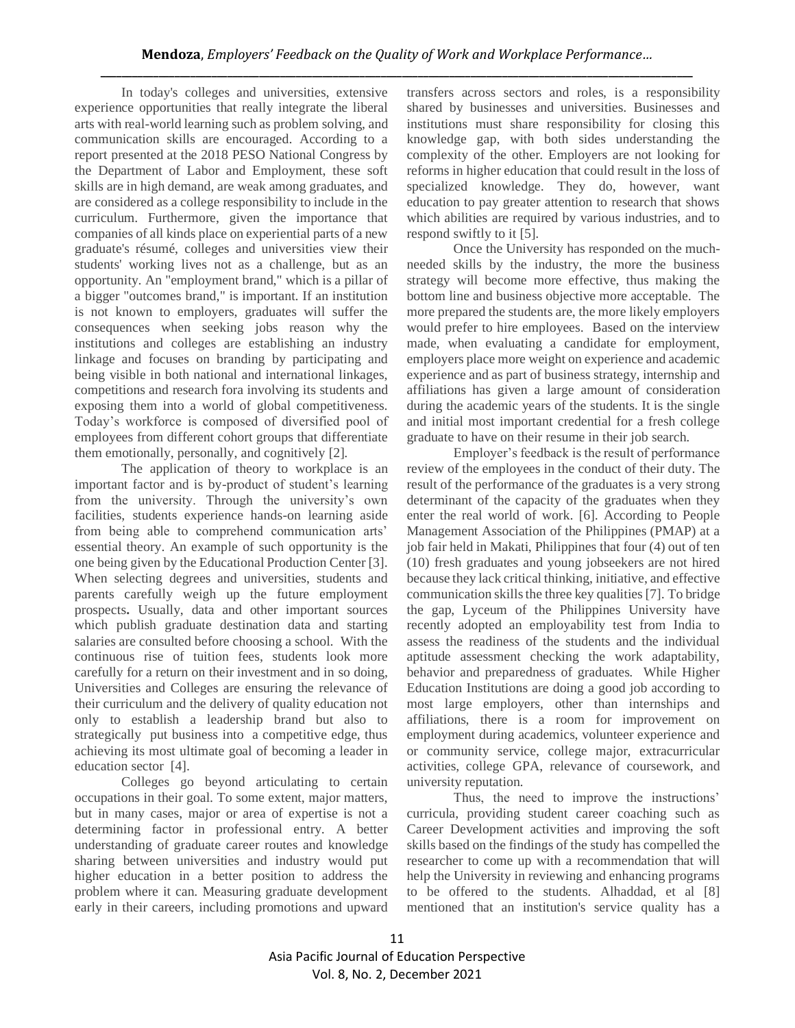In today's colleges and universities, extensive experience opportunities that really integrate the liberal arts with real-world learning such as problem solving, and communication skills are encouraged. According to a report presented at the 2018 PESO National Congress by the Department of Labor and Employment, these soft skills are in high demand, are weak among graduates, and are considered as a college responsibility to include in the curriculum. Furthermore, given the importance that companies of all kinds place on experiential parts of a new graduate's résumé, colleges and universities view their students' working lives not as a challenge, but as an opportunity. An "employment brand," which is a pillar of a bigger "outcomes brand," is important. If an institution is not known to employers, graduates will suffer the consequences when seeking jobs reason why the institutions and colleges are establishing an industry linkage and focuses on branding by participating and being visible in both national and international linkages, competitions and research fora involving its students and exposing them into a world of global competitiveness. Today's workforce is composed of diversified pool of employees from different cohort groups that differentiate them emotionally, personally, and cognitively [2].

The application of theory to workplace is an important factor and is by-product of student's learning from the university. Through the university's own facilities, students experience hands-on learning aside from being able to comprehend communication arts' essential theory. An example of such opportunity is the one being given by the Educational Production Center [3]. When selecting degrees and universities, students and parents carefully weigh up the future employment prospects**.** Usually, data and other important sources which publish graduate destination data and starting salaries are consulted before choosing a school. With the continuous rise of tuition fees, students look more carefully for a return on their investment and in so doing, Universities and Colleges are ensuring the relevance of their curriculum and the delivery of quality education not only to establish a leadership brand but also to strategically put business into a competitive edge, thus achieving its most ultimate goal of becoming a leader in education sector [4].

Colleges go beyond articulating to certain occupations in their goal. To some extent, major matters, but in many cases, major or area of expertise is not a determining factor in professional entry. A better understanding of graduate career routes and knowledge sharing between universities and industry would put higher education in a better position to address the problem where it can. Measuring graduate development early in their careers, including promotions and upward transfers across sectors and roles, is a responsibility shared by businesses and universities. Businesses and institutions must share responsibility for closing this knowledge gap, with both sides understanding the complexity of the other. Employers are not looking for reforms in higher education that could result in the loss of specialized knowledge. They do, however, want education to pay greater attention to research that shows which abilities are required by various industries, and to respond swiftly to it [5].

Once the University has responded on the much-needed skills by the industry, the more the business strategy will become more effective, thus making the bottom line and business objective more acceptable. The more prepared the students are, the more likely employers would prefer to hire employees. Based on the interview made, when evaluating a candidate for employment, employers place more weight on experience and academic experience and as part of business strategy, internship and affiliations has given a large amount of consideration during the academic years of the students. It is the single and initial most important credential for a fresh college graduate to have on their resume in their job search.

Employer's feedback is the result of performance review of the employees in the conduct of their duty. The result of the performance of the graduates is a very strong determinant of the capacity of the graduates when they enter the real world of work. [6]. According to People Management Association of the Philippines (PMAP) at a job fair held in Makati, Philippines that four (4) out of ten (10) fresh graduates and young jobseekers are not hired because they lack critical thinking, initiative, and effective communication skills the three key qualities [7]. To bridge the gap, Lyceum of the Philippines University have recently adopted an employability test from India to assess the readiness of the students and the individual aptitude assessment checking the work adaptability, behavior and preparedness of graduates. While Higher Education Institutions are doing a good job according to most large employers, other than internships and affiliations, there is a room for improvement on employment during academics, volunteer experience and or community service, college major, extracurricular activities, college GPA, relevance of coursework, and university reputation.

Thus, the need to improve the instructions' curricula, providing student career coaching such as Career Development activities and improving the soft skills based on the findings of the study has compelled the researcher to come up with a recommendation that will help the University in reviewing and enhancing programs to be offered to the students. Alhaddad, et al [8] mentioned that an institution's service quality has a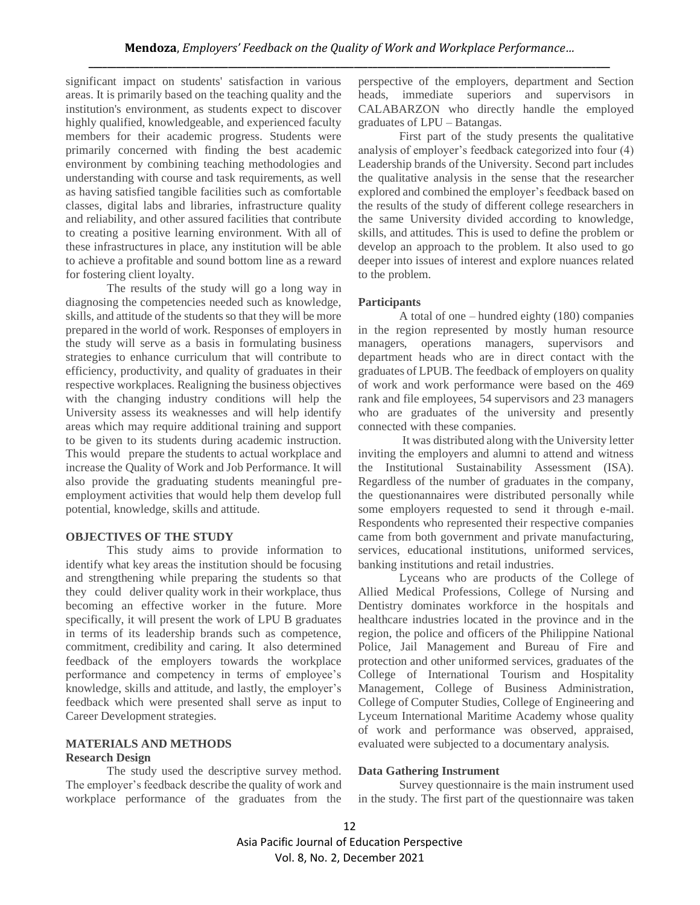significant impact on students' satisfaction in various areas. It is primarily based on the teaching quality and the institution's environment, as students expect to discover highly qualified, knowledgeable, and experienced faculty members for their academic progress. Students were primarily concerned with finding the best academic environment by combining teaching methodologies and understanding with course and task requirements, as well as having satisfied tangible facilities such as comfortable classes, digital labs and libraries, infrastructure quality and reliability, and other assured facilities that contribute to creating a positive learning environment. With all of these infrastructures in place, any institution will be able to achieve a profitable and sound bottom line as a reward for fostering client loyalty.

The results of the study will go a long way in diagnosing the competencies needed such as knowledge, skills, and attitude of the students so that they will be more prepared in the world of work. Responses of employers in the study will serve as a basis in formulating business strategies to enhance curriculum that will contribute to efficiency, productivity, and quality of graduates in their respective workplaces. Realigning the business objectives with the changing industry conditions will help the University assess its weaknesses and will help identify areas which may require additional training and support to be given to its students during academic instruction. This would prepare the students to actual workplace and increase the Quality of Work and Job Performance. It will also provide the graduating students meaningful pre-employment activities that would help them develop full potential, knowledge, skills and attitude.

## OBJECTIVES OF THE STUDY

This study aims to provide information to identify what key areas the institution should be focusing and strengthening while preparing the students so that they could deliver quality work in their workplace, thus becoming an effective worker in the future. More specifically, it will present the work of LPU B graduates in terms of its leadership brands such as competence, commitment, credibility and caring. It also determined feedback of the employers towards the workplace performance and competency in terms of employee's knowledge, skills and attitude, and lastly, the employer's feedback which were presented shall serve as input to Career Development strategies.

## MATERIALS AND METHODS

### Research Design

The study used the descriptive survey method. The employer's feedback describe the quality of work and workplace performance of the graduates from the perspective of the employers, department and Section heads, immediate superiors and supervisors in CALABARZON who directly handle the employed graduates of LPU – Batangas.

First part of the study presents the qualitative analysis of employer's feedback categorized into four (4) Leadership brands of the University. Second part includes the qualitative analysis in the sense that the researcher explored and combined the employer's feedback based on the results of the study of different college researchers in the same University divided according to knowledge, skills, and attitudes. This is used to define the problem or develop an approach to the problem. It also used to go deeper into issues of interest and explore nuances related to the problem.

### Participants

A total of one – hundred eighty (180) companies in the region represented by mostly human resource managers, operations managers, supervisors and department heads who are in direct contact with the graduates of LPUB. The feedback of employers on quality of work and work performance were based on the 469 rank and file employees, 54 supervisors and 23 managers who are graduates of the university and presently connected with these companies.

It was distributed along with the University letter inviting the employers and alumni to attend and witness the Institutional Sustainability Assessment (ISA). Regardless of the number of graduates in the company, the questionannaires were distributed personally while some employers requested to send it through e-mail. Respondents who represented their respective companies came from both government and private manufacturing, services, educational institutions, uniformed services, banking institutions and retail industries.

Lyceans who are products of the College of Allied Medical Professions, College of Nursing and Dentistry dominates workforce in the hospitals and healthcare industries located in the province and in the region, the police and officers of the Philippine National Police, Jail Management and Bureau of Fire and protection and other uniformed services, graduates of the College of International Tourism and Hospitality Management, College of Business Administration, College of Computer Studies, College of Engineering and Lyceum International Maritime Academy whose quality of work and performance was observed, appraised, evaluated were subjected to a documentary analysis.

### Data Gathering Instrument

Survey questionnaire is the main instrument used in the study. The first part of the questionnaire was taken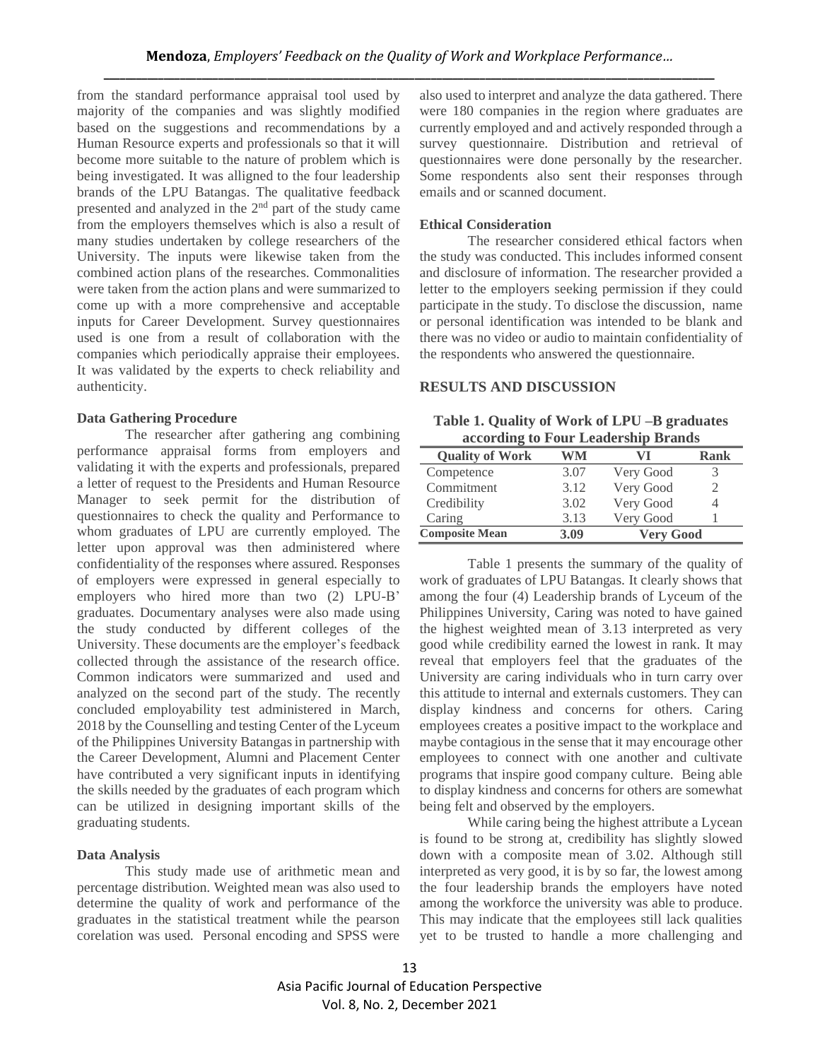from the standard performance appraisal tool used by majority of the companies and was slightly modified based on the suggestions and recommendations by a Human Resource experts and professionals so that it will become more suitable to the nature of problem which is being investigated. It was alligned to the four leadership brands of the LPU Batangas. The qualitative feedback presented and analyzed in the 2nd part of the study came from the employers themselves which is also a result of many studies undertaken by college researchers of the University. The inputs were likewise taken from the combined action plans of the researches. Commonalities were taken from the action plans and were summarized to come up with a more comprehensive and acceptable inputs for Career Development. Survey questionnaires used is one from a result of collaboration with the companies which periodically appraise their employees. It was validated by the experts to check reliability and authenticity.

### Data Gathering Procedure

The researcher after gathering ang combining performance appraisal forms from employers and validating it with the experts and professionals, prepared a letter of request to the Presidents and Human Resource Manager to seek permit for the distribution of questionnaires to check the quality and Performance to whom graduates of LPU are currently employed. The letter upon approval was then administered where confidentiality of the responses where assured. Responses of employers were expressed in general especially to employers who hired more than two (2) LPU-B' graduates. Documentary analyses were also made using the study conducted by different colleges of the University. These documents are the employer's feedback collected through the assistance of the research office. Common indicators were summarized and used and analyzed on the second part of the study. The recently concluded employability test administered in March, 2018 by the Counselling and testing Center of the Lyceum of the Philippines University Batangas in partnership with the Career Development, Alumni and Placement Center have contributed a very significant inputs in identifying the skills needed by the graduates of each program which can be utilized in designing important skills of the graduating students.

### Data Analysis

This study made use of arithmetic mean and percentage distribution. Weighted mean was also used to determine the quality of work and performance of the graduates in the statistical treatment while the pearson corelation was used. Personal encoding and SPSS were also used to interpret and analyze the data gathered. There were 180 companies in the region where graduates are currently employed and and actively responded through a survey questionnaire. Distribution and retrieval of questionnaires were done personally by the researcher. Some respondents also sent their responses through emails and or scanned document.

### Ethical Consideration

The researcher considered ethical factors when the study was conducted. This includes informed consent and disclosure of information. The researcher provided a letter to the employers seeking permission if they could participate in the study. To disclose the discussion, name or personal identification was intended to be blank and there was no video or audio to maintain confidentiality of the respondents who answered the questionnaire.

## RESULTS AND DISCUSSION

**Table 1. Quality of Work of LPU –B graduates according to Four Leadership Brands**

| Quality of Work | WM | VI | Rank |
|---|---|---|---|
| Competence | 3.07 | Very Good | 3 |
| Commitment | 3.12 | Very Good | 2 |
| Credibility | 3.02 | Very Good | 4 |
| Caring | 3.13 | Very Good | 1 |
| **Composite Mean** | **3.09** | **Very Good** | |

Table 1 presents the summary of the quality of work of graduates of LPU Batangas. It clearly shows that among the four (4) Leadership brands of Lyceum of the Philippines University, Caring was noted to have gained the highest weighted mean of 3.13 interpreted as very good while credibility earned the lowest in rank. It may reveal that employers feel that the graduates of the University are caring individuals who in turn carry over this attitude to internal and externals customers. They can display kindness and concerns for others. Caring employees creates a positive impact to the workplace and maybe contagious in the sense that it may encourage other employees to connect with one another and cultivate programs that inspire good company culture. Being able to display kindness and concerns for others are somewhat being felt and observed by the employers.

While caring being the highest attribute a Lycean is found to be strong at, credibility has slightly slowed down with a composite mean of 3.02. Although still interpreted as very good, it is by so far, the lowest among the four leadership brands the employers have noted among the workforce the university was able to produce. This may indicate that the employees still lack qualities yet to be trusted to handle a more challenging and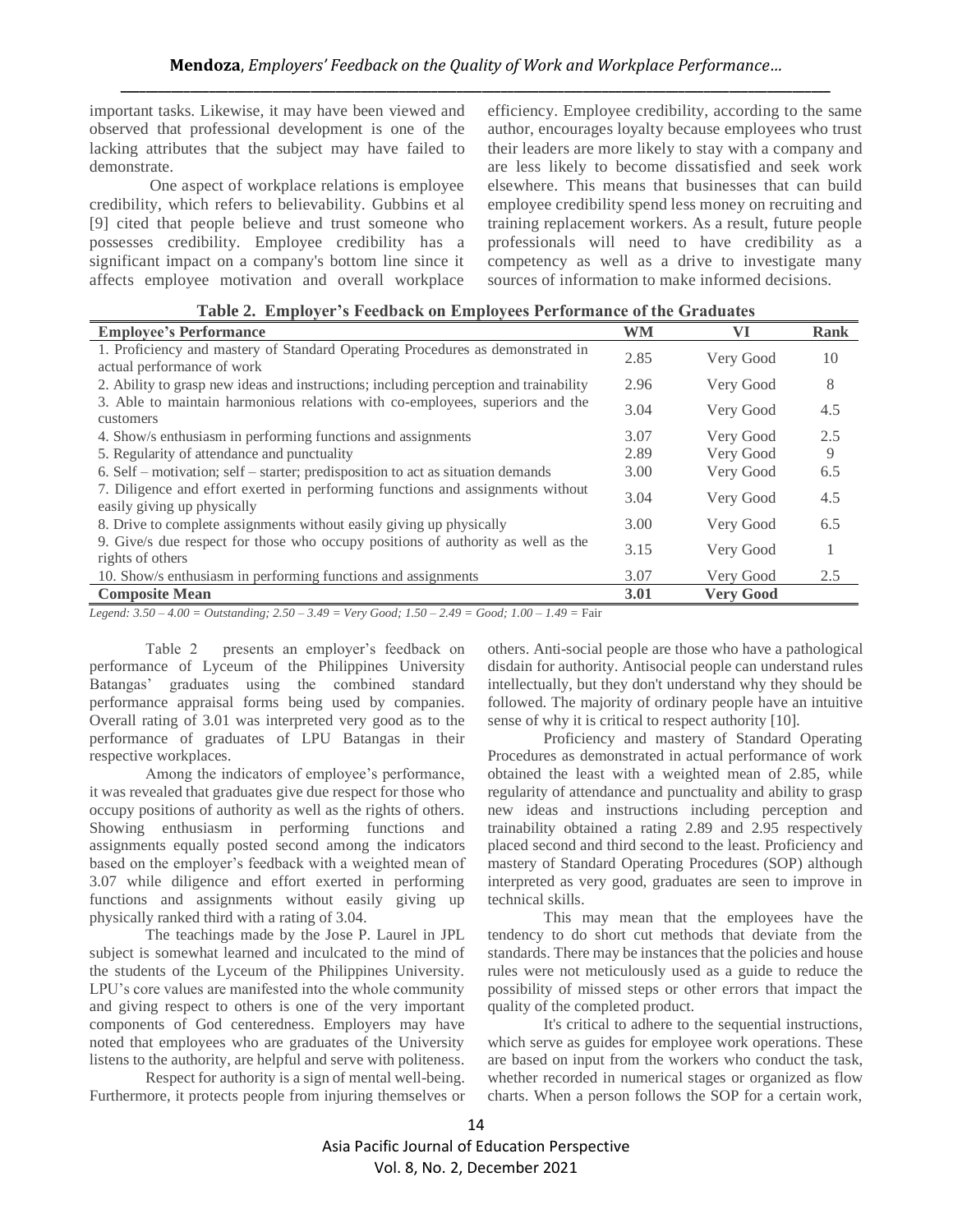important tasks. Likewise, it may have been viewed and observed that professional development is one of the lacking attributes that the subject may have failed to demonstrate.

One aspect of workplace relations is employee credibility, which refers to believability. Gubbins et al [9] cited that people believe and trust someone who possesses credibility. Employee credibility has a significant impact on a company's bottom line since it affects employee motivation and overall workplace efficiency. Employee credibility, according to the same author, encourages loyalty because employees who trust their leaders are more likely to stay with a company and are less likely to become dissatisfied and seek work elsewhere. This means that businesses that can build employee credibility spend less money on recruiting and training replacement workers. As a result, future people professionals will need to have credibility as a competency as well as a drive to investigate many sources of information to make informed decisions.

**Table 2. Employer's Feedback on Employees Performance of the Graduates**

| Employee's Performance | WM | VI | Rank |
|---|---|---|---|
| 1. Proficiency and mastery of Standard Operating Procedures as demonstrated in actual performance of work | 2.85 | Very Good | 10 |
| 2. Ability to grasp new ideas and instructions; including perception and trainability | 2.96 | Very Good | 8 |
| 3. Able to maintain harmonious relations with co-employees, superiors and the customers | 3.04 | Very Good | 4.5 |
| 4. Show/s enthusiasm in performing functions and assignments | 3.07 | Very Good | 2.5 |
| 5. Regularity of attendance and punctuality | 2.89 | Very Good | 9 |
| 6. Self – motivation; self – starter; predisposition to act as situation demands | 3.00 | Very Good | 6.5 |
| 7. Diligence and effort exerted in performing functions and assignments without easily giving up physically | 3.04 | Very Good | 4.5 |
| 8. Drive to complete assignments without easily giving up physically | 3.00 | Very Good | 6.5 |
| 9. Give/s due respect for those who occupy positions of authority as well as the rights of others | 3.15 | Very Good | 1 |
| 10. Show/s enthusiasm in performing functions and assignments | 3.07 | Very Good | 2.5 |
| **Composite Mean** | **3.01** | **Very Good** | |

*Legend: 3.50 – 4.00 = Outstanding; 2.50 – 3.49 = Very Good; 1.50 – 2.49 = Good; 1.00 – 1.49 =* Fair

Table 2 presents an employer's feedback on performance of Lyceum of the Philippines University Batangas' graduates using the combined standard performance appraisal forms being used by companies. Overall rating of 3.01 was interpreted very good as to the performance of graduates of LPU Batangas in their respective workplaces.

Among the indicators of employee's performance, it was revealed that graduates give due respect for those who occupy positions of authority as well as the rights of others. Showing enthusiasm in performing functions and assignments equally posted second among the indicators based on the employer's feedback with a weighted mean of 3.07 while diligence and effort exerted in performing functions and assignments without easily giving up physically ranked third with a rating of 3.04.

The teachings made by the Jose P. Laurel in JPL subject is somewhat learned and inculcated to the mind of the students of the Lyceum of the Philippines University. LPU's core values are manifested into the whole community and giving respect to others is one of the very important components of God centeredness. Employers may have noted that employees who are graduates of the University listens to the authority, are helpful and serve with politeness.

Respect for authority is a sign of mental well-being. Furthermore, it protects people from injuring themselves or others. Anti-social people are those who have a pathological disdain for authority. Antisocial people can understand rules intellectually, but they don't understand why they should be followed. The majority of ordinary people have an intuitive sense of why it is critical to respect authority [10].

Proficiency and mastery of Standard Operating Procedures as demonstrated in actual performance of work obtained the least with a weighted mean of 2.85, while regularity of attendance and punctuality and ability to grasp new ideas and instructions including perception and trainability obtained a rating 2.89 and 2.95 respectively placed second and third second to the least. Proficiency and mastery of Standard Operating Procedures (SOP) although interpreted as very good, graduates are seen to improve in technical skills.

This may mean that the employees have the tendency to do short cut methods that deviate from the standards. There may be instances that the policies and house rules were not meticulously used as a guide to reduce the possibility of missed steps or other errors that impact the quality of the completed product.

It's critical to adhere to the sequential instructions, which serve as guides for employee work operations. These are based on input from the workers who conduct the task, whether recorded in numerical stages or organized as flow charts. When a person follows the SOP for a certain work,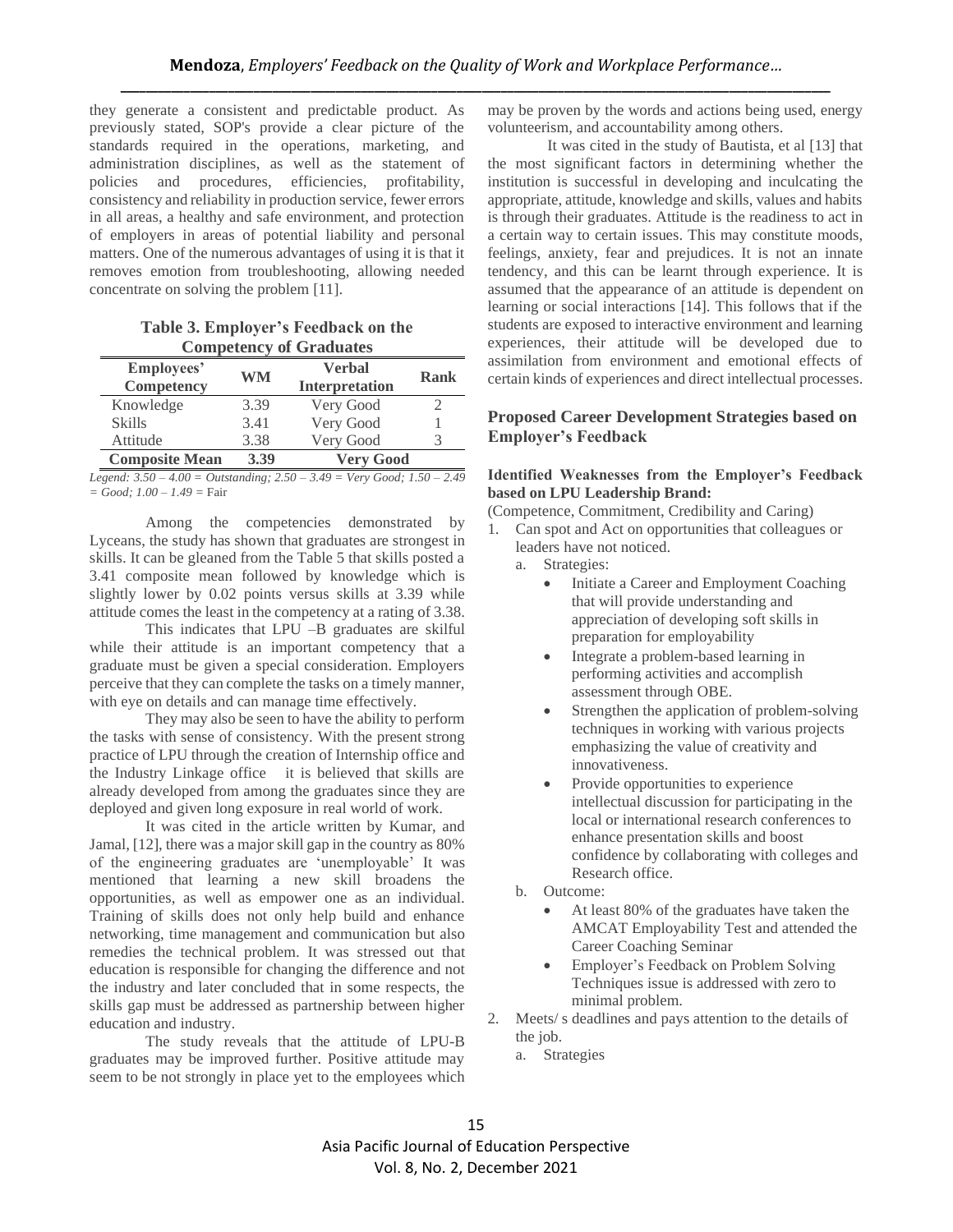they generate a consistent and predictable product. As previously stated, SOP's provide a clear picture of the standards required in the operations, marketing, and administration disciplines, as well as the statement of policies and procedures, efficiencies, profitability, consistency and reliability in production service, fewer errors in all areas, a healthy and safe environment, and protection of employers in areas of potential liability and personal matters. One of the numerous advantages of using it is that it removes emotion from troubleshooting, allowing needed concentrate on solving the problem [11].

**Table 3. Employer's Feedback on the Competency of Graduates**

| Employees' Competency | WM | Verbal Interpretation | Rank |
|---|---|---|---|
| Knowledge | 3.39 | Very Good | 2 |
| Skills | 3.41 | Very Good | 1 |
| Attitude | 3.38 | Very Good | 3 |
| **Composite Mean** | **3.39** | **Very Good** | |

*Legend: 3.50 – 4.00 = Outstanding; 2.50 – 3.49 = Very Good; 1.50 – 2.49 = Good; 1.00 – 1.49 =* Fair

Among the competencies demonstrated by Lyceans, the study has shown that graduates are strongest in skills. It can be gleaned from the Table 5 that skills posted a 3.41 composite mean followed by knowledge which is slightly lower by 0.02 points versus skills at 3.39 while attitude comes the least in the competency at a rating of 3.38.

This indicates that LPU –B graduates are skilful while their attitude is an important competency that a graduate must be given a special consideration. Employers perceive that they can complete the tasks on a timely manner, with eye on details and can manage time effectively.

They may also be seen to have the ability to perform the tasks with sense of consistency. With the present strong practice of LPU through the creation of Internship office and the Industry Linkage office it is believed that skills are already developed from among the graduates since they are deployed and given long exposure in real world of work.

It was cited in the article written by Kumar, and Jamal, [12], there was a major skill gap in the country as 80% of the engineering graduates are 'unemployable' It was mentioned that learning a new skill broadens the opportunities, as well as empower one as an individual. Training of skills does not only help build and enhance networking, time management and communication but also remedies the technical problem. It was stressed out that education is responsible for changing the difference and not the industry and later concluded that in some respects, the skills gap must be addressed as partnership between higher education and industry.

The study reveals that the attitude of LPU-B graduates may be improved further. Positive attitude may seem to be not strongly in place yet to the employees which may be proven by the words and actions being used, energy volunteerism, and accountability among others.

It was cited in the study of Bautista, et al [13] that the most significant factors in determining whether the institution is successful in developing and inculcating the appropriate, attitude, knowledge and skills, values and habits is through their graduates. Attitude is the readiness to act in a certain way to certain issues. This may constitute moods, feelings, anxiety, fear and prejudices. It is not an innate tendency, and this can be learnt through experience. It is assumed that the appearance of an attitude is dependent on learning or social interactions [14]. This follows that if the students are exposed to interactive environment and learning experiences, their attitude will be developed due to assimilation from environment and emotional effects of certain kinds of experiences and direct intellectual processes.

## Proposed Career Development Strategies based on Employer's Feedback

#### Identified Weaknesses from the Employer's Feedback based on LPU Leadership Brand:

(Competence, Commitment, Credibility and Caring)

1. Can spot and Act on opportunities that colleagues or leaders have not noticed.
   a. Strategies:
      - Initiate a Career and Employment Coaching that will provide understanding and appreciation of developing soft skills in preparation for employability
      - Integrate a problem-based learning in performing activities and accomplish assessment through OBE.
      - Strengthen the application of problem-solving techniques in working with various projects emphasizing the value of creativity and innovativeness.
      - Provide opportunities to experience intellectual discussion for participating in the local or international research conferences to enhance presentation skills and boost confidence by collaborating with colleges and Research office.

   b. Outcome:
      - At least 80% of the graduates have taken the AMCAT Employability Test and attended the Career Coaching Seminar
      - Employer's Feedback on Problem Solving Techniques issue is addressed with zero to minimal problem.
2. Meets/ s deadlines and pays attention to the details of the job.
   a. Strategies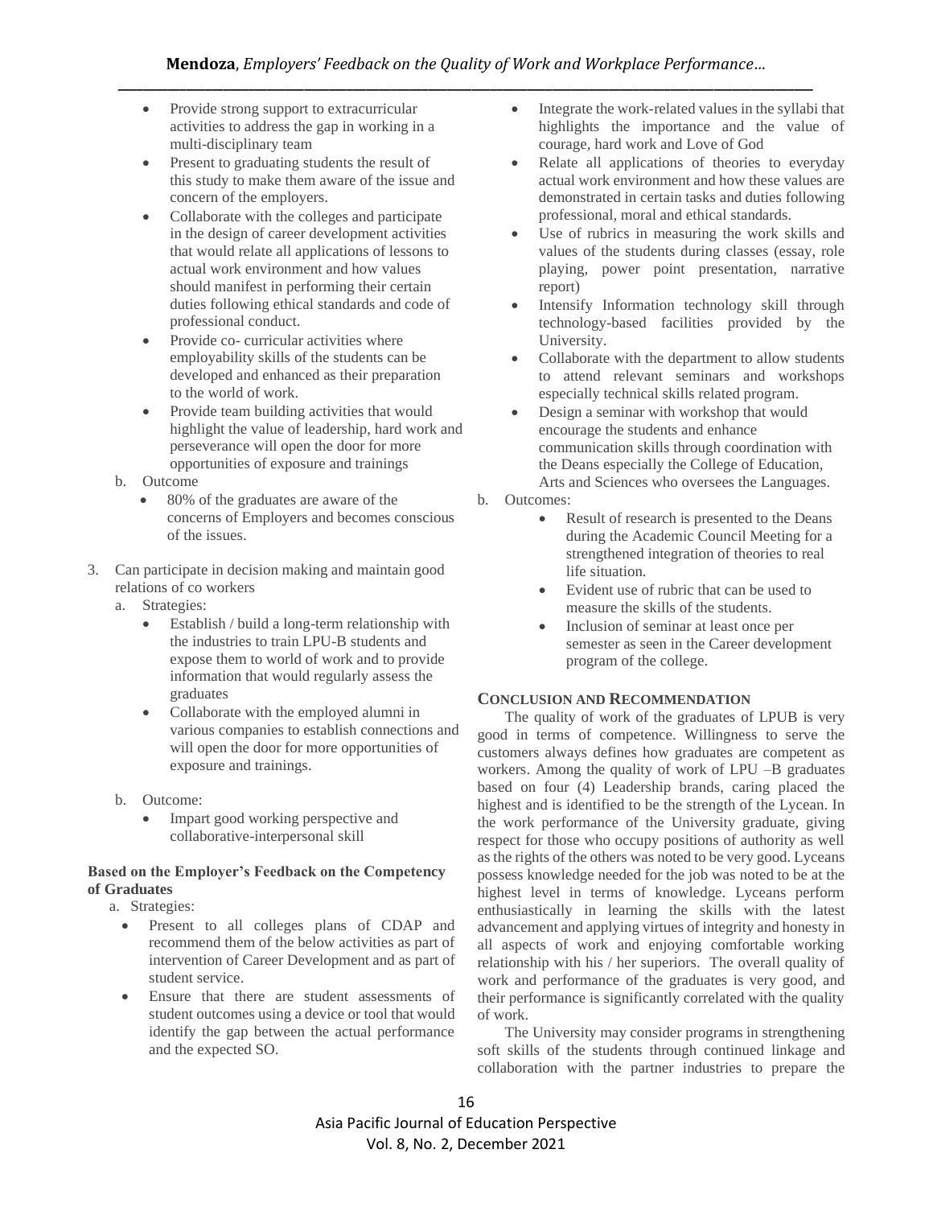- Provide strong support to extracurricular activities to address the gap in working in a multi-disciplinary team
- Present to graduating students the result of this study to make them aware of the issue and concern of the employers.
- Collaborate with the colleges and participate in the design of career development activities that would relate all applications of lessons to actual work environment and how values should manifest in performing their certain duties following ethical standards and code of professional conduct.
- Provide co- curricular activities where employability skills of the students can be developed and enhanced as their preparation to the world of work.
- Provide team building activities that would highlight the value of leadership, hard work and perseverance will open the door for more opportunities of exposure and trainings

b. Outcome

- 80% of the graduates are aware of the concerns of Employers and becomes conscious of the issues.

3. Can participate in decision making and maintain good relations of co workers

a. Strategies:

- Establish / build a long-term relationship with the industries to train LPU-B students and expose them to world of work and to provide information that would regularly assess the graduates
- Collaborate with the employed alumni in various companies to establish connections and will open the door for more opportunities of exposure and trainings.

b. Outcome:

- Impart good working perspective and collaborative-interpersonal skill

**Based on the Employer's Feedback on the Competency of Graduates**

a. Strategies:

- Present to all colleges plans of CDAP and recommend them of the below activities as part of intervention of Career Development and as part of student service.
- Ensure that there are student assessments of student outcomes using a device or tool that would identify the gap between the actual performance and the expected SO.
- Integrate the work-related values in the syllabi that highlights the importance and the value of courage, hard work and Love of God
- Relate all applications of theories to everyday actual work environment and how these values are demonstrated in certain tasks and duties following professional, moral and ethical standards.
- Use of rubrics in measuring the work skills and values of the students during classes (essay, role playing, power point presentation, narrative report)
- Intensify Information technology skill through technology-based facilities provided by the University.
- Collaborate with the department to allow students to attend relevant seminars and workshops especially technical skills related program.
- Design a seminar with workshop that would encourage the students and enhance communication skills through coordination with the Deans especially the College of Education, Arts and Sciences who oversees the Languages.

b. Outcomes:

- Result of research is presented to the Deans during the Academic Council Meeting for a strengthened integration of theories to real life situation.
- Evident use of rubric that can be used to measure the skills of the students.
- Inclusion of seminar at least once per semester as seen in the Career development program of the college.

## CONCLUSION AND RECOMMENDATION

The quality of work of the graduates of LPUB is very good in terms of competence. Willingness to serve the customers always defines how graduates are competent as workers. Among the quality of work of LPU –B graduates based on four (4) Leadership brands, caring placed the highest and is identified to be the strength of the Lycean. In the work performance of the University graduate, giving respect for those who occupy positions of authority as well as the rights of the others was noted to be very good. Lyceans possess knowledge needed for the job was noted to be at the highest level in terms of knowledge. Lyceans perform enthusiastically in learning the skills with the latest advancement and applying virtues of integrity and honesty in all aspects of work and enjoying comfortable working relationship with his / her superiors. The overall quality of work and performance of the graduates is very good, and their performance is significantly correlated with the quality of work.

The University may consider programs in strengthening soft skills of the students through continued linkage and collaboration with the partner industries to prepare the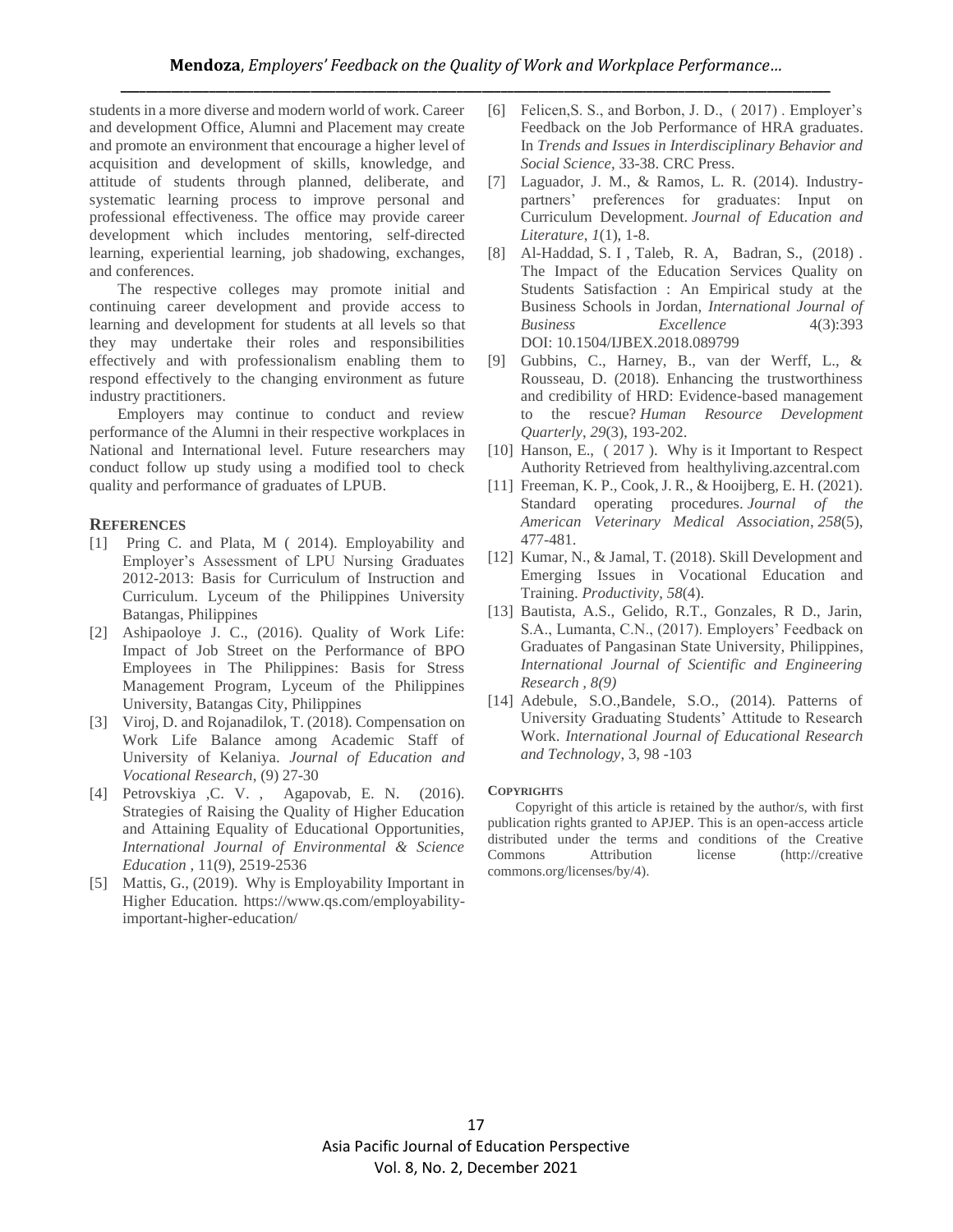students in a more diverse and modern world of work. Career and development Office, Alumni and Placement may create and promote an environment that encourage a higher level of acquisition and development of skills, knowledge, and attitude of students through planned, deliberate, and systematic learning process to improve personal and professional effectiveness. The office may provide career development which includes mentoring, self-directed learning, experiential learning, job shadowing, exchanges, and conferences.

The respective colleges may promote initial and continuing career development and provide access to learning and development for students at all levels so that they may undertake their roles and responsibilities effectively and with professionalism enabling them to respond effectively to the changing environment as future industry practitioners.

Employers may continue to conduct and review performance of the Alumni in their respective workplaces in National and International level. Future researchers may conduct follow up study using a modified tool to check quality and performance of graduates of LPUB.

## REFERENCES

[1] Pring C. and Plata, M ( 2014). Employability and Employer's Assessment of LPU Nursing Graduates 2012-2013: Basis for Curriculum of Instruction and Curriculum. Lyceum of the Philippines University Batangas, Philippines

[2] Ashipaoloye J. C., (2016). Quality of Work Life: Impact of Job Street on the Performance of BPO Employees in The Philippines: Basis for Stress Management Program, Lyceum of the Philippines University, Batangas City, Philippines

[3] Viroj, D. and Rojanadilok, T. (2018). Compensation on Work Life Balance among Academic Staff of University of Kelaniya. *Journal of Education and Vocational Research*, (9) 27-30

[4] Petrovskiya ,C. V. , Agapovab, E. N. (2016). Strategies of Raising the Quality of Higher Education and Attaining Equality of Educational Opportunities, *International Journal of Environmental & Science Education* , 11(9), 2519-2536

[5] Mattis, G., (2019). Why is Employability Important in Higher Education. https://www.qs.com/employability-important-higher-education/

[6] Felicen,S. S., and Borbon, J. D., ( 2017) . Employer's Feedback on the Job Performance of HRA graduates. In *Trends and Issues in Interdisciplinary Behavior and Social Science*, 33-38. CRC Press.

[7] Laguador, J. M., & Ramos, L. R. (2014). Industry-partners' preferences for graduates: Input on Curriculum Development. *Journal of Education and Literature*, *1*(1), 1-8.

[8] Al-Haddad, S. I , Taleb, R. A, Badran, S., (2018) . The Impact of the Education Services Quality on Students Satisfaction : An Empirical study at the Business Schools in Jordan, *International Journal of Business Excellence* 4(3):393 DOI: 10.1504/IJBEX.2018.089799

[9] Gubbins, C., Harney, B., van der Werff, L., & Rousseau, D. (2018). Enhancing the trustworthiness and credibility of HRD: Evidence-based management to the rescue? *Human Resource Development Quarterly*, *29*(3), 193-202.

[10] Hanson, E., ( 2017 ). Why is it Important to Respect Authority Retrieved from healthyliving.azcentral.com

[11] Freeman, K. P., Cook, J. R., & Hooijberg, E. H. (2021). Standard operating procedures. *Journal of the American Veterinary Medical Association*, *258*(5), 477-481.

[12] Kumar, N., & Jamal, T. (2018). Skill Development and Emerging Issues in Vocational Education and Training. *Productivity*, *58*(4).

[13] Bautista, A.S., Gelido, R.T., Gonzales, R D., Jarin, S.A., Lumanta, C.N., (2017). Employers' Feedback on Graduates of Pangasinan State University, Philippines, *International Journal of Scientific and Engineering Research , 8(9)*

[14] Adebule, S.O.,Bandele, S.O., (2014). Patterns of University Graduating Students' Attitude to Research Work. *International Journal of Educational Research and Technology*, 3, 98 -103

#### COPYRIGHTS

Copyright of this article is retained by the author/s, with first publication rights granted to APJEP. This is an open-access article distributed under the terms and conditions of the Creative Commons Attribution license (http://creative commons.org/licenses/by/4).